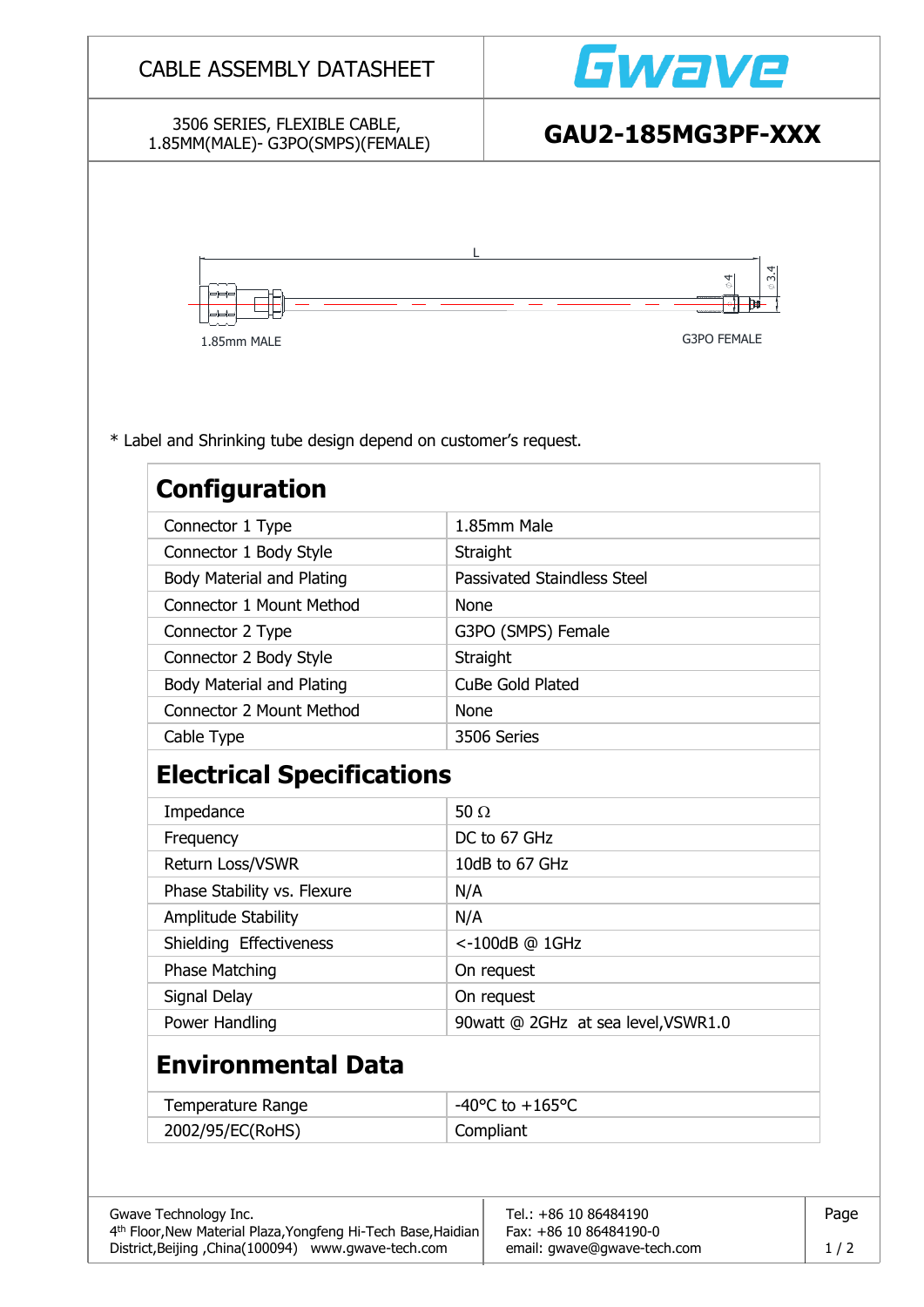# CABLE ASSEMBLY DATASHEET

Gwave

3506 SERIES, FLEXIBLE CABLE,
1.85MM(MALE)- G3PO(SMPS)(FEMALE)

## GAU2-185MG3PF-XXX

L

1.85mm MALE

G3PO FEMALE

⌀4 ⌀3.4

\* Label and Shrinking tube design depend on customer's request.

## Configuration

| | |
|---|---|
| Connector 1 Type | 1.85mm Male |
| Connector 1 Body Style | Straight |
| Body Material and Plating | Passivated Staindless Steel |
| Connector 1 Mount Method | None |
| Connector 2 Type | G3PO (SMPS) Female |
| Connector 2 Body Style | Straight |
| Body Material and Plating | CuBe Gold Plated |
| Connector 2 Mount Method | None |
| Cable Type | 3506 Series |

## Electrical Specifications

| | |
|---|---|
| Impedance | 50 Ω |
| Frequency | DC to 67 GHz |
| Return Loss/VSWR | 10dB to 67 GHz |
| Phase Stability vs. Flexure | N/A |
| Amplitude Stability | N/A |
| Shielding Effectiveness | <-100dB @ 1GHz |
| Phase Matching | On request |
| Signal Delay | On request |
| Power Handling | 90watt @ 2GHz at sea level,VSWR1.0 |

## Environmental Data

| | |
|---|---|
| Temperature Range | -40°C to +165°C |
| 2002/95/EC(RoHS) | Compliant |

Gwave Technology Inc.
4th Floor,New Material Plaza,Yongfeng Hi-Tech Base,Haidian District,Beijing ,China(100094) www.gwave-tech.com

Tel.: +86 10 86484190
Fax: +86 10 86484190-0
email: gwave@gwave-tech.com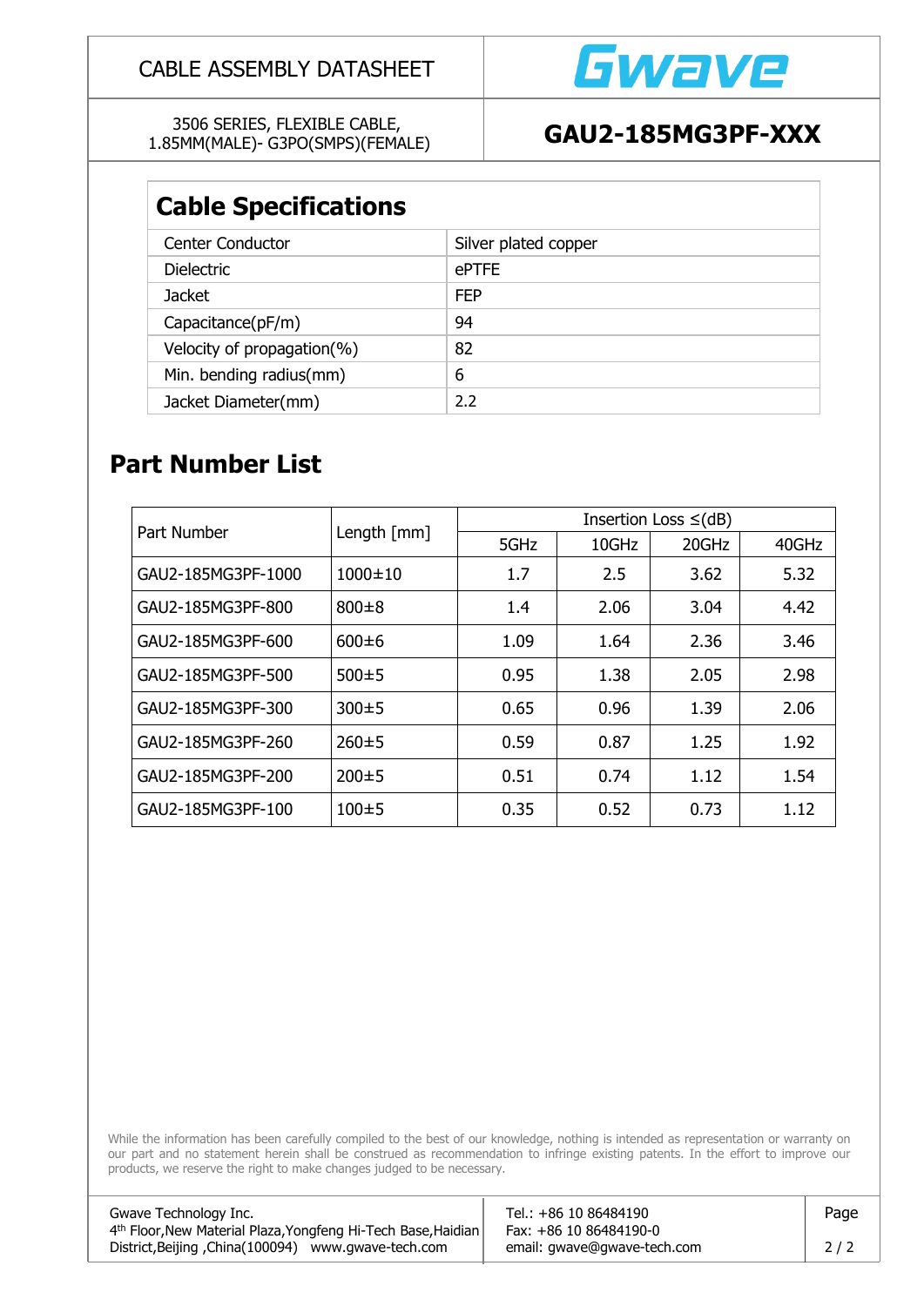CABLE ASSEMBLY DATASHEET

Gwave

3506 SERIES, FLEXIBLE CABLE, 1.85MM(MALE)- G3PO(SMPS)(FEMALE)

**GAU2-185MG3PF-XXX**

## Cable Specifications

| | |
|---|---|
| Center Conductor | Silver plated copper |
| Dielectric | ePTFE |
| Jacket | FEP |
| Capacitance(pF/m) | 94 |
| Velocity of propagation(%) | 82 |
| Min. bending radius(mm) | 6 |
| Jacket Diameter(mm) | 2.2 |

## Part Number List

| Part Number | Length [mm] | Insertion Loss ≤(dB) | | | |
|---|---|---|---|---|---|
| | | 5GHz | 10GHz | 20GHz | 40GHz |
| GAU2-185MG3PF-1000 | 1000±10 | 1.7 | 2.5 | 3.62 | 5.32 |
| GAU2-185MG3PF-800 | 800±8 | 1.4 | 2.06 | 3.04 | 4.42 |
| GAU2-185MG3PF-600 | 600±6 | 1.09 | 1.64 | 2.36 | 3.46 |
| GAU2-185MG3PF-500 | 500±5 | 0.95 | 1.38 | 2.05 | 2.98 |
| GAU2-185MG3PF-300 | 300±5 | 0.65 | 0.96 | 1.39 | 2.06 |
| GAU2-185MG3PF-260 | 260±5 | 0.59 | 0.87 | 1.25 | 1.92 |
| GAU2-185MG3PF-200 | 200±5 | 0.51 | 0.74 | 1.12 | 1.54 |
| GAU2-185MG3PF-100 | 100±5 | 0.35 | 0.52 | 0.73 | 1.12 |

While the information has been carefully compiled to the best of our knowledge, nothing is intended as representation or warranty on our part and no statement herein shall be construed as recommendation to infringe existing patents. In the effort to improve our products, we reserve the right to make changes judged to be necessary.

Gwave Technology Inc.
4th Floor,New Material Plaza,Yongfeng Hi-Tech Base,Haidian District,Beijing ,China(100094) www.gwave-tech.com

Tel.: +86 10 86484190
Fax: +86 10 86484190-0
email: gwave@gwave-tech.com